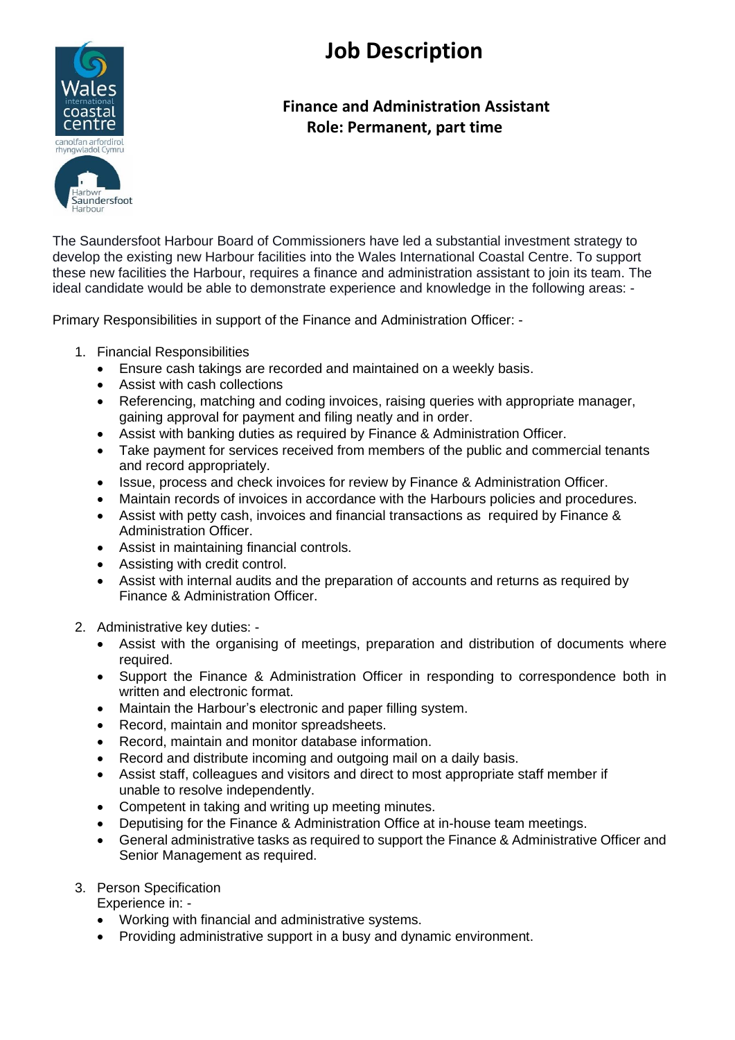# Job Description

## Finance and Administration Assistant
## Role: Permanent, part time

The Saundersfoot Harbour Board of Commissioners have led a substantial investment strategy to develop the existing new Harbour facilities into the Wales International Coastal Centre. To support these new facilities the Harbour, requires a finance and administration assistant to join its team. The ideal candidate would be able to demonstrate experience and knowledge in the following areas: -

Primary Responsibilities in support of the Finance and Administration Officer: -

1. Financial Responsibilities
   - Ensure cash takings are recorded and maintained on a weekly basis.
   - Assist with cash collections
   - Referencing, matching and coding invoices, raising queries with appropriate manager, gaining approval for payment and filing neatly and in order.
   - Assist with banking duties as required by Finance & Administration Officer.
   - Take payment for services received from members of the public and commercial tenants and record appropriately.
   - Issue, process and check invoices for review by Finance & Administration Officer.
   - Maintain records of invoices in accordance with the Harbours policies and procedures.
   - Assist with petty cash, invoices and financial transactions as required by Finance & Administration Officer.
   - Assist in maintaining financial controls.
   - Assisting with credit control.
   - Assist with internal audits and the preparation of accounts and returns as required by Finance & Administration Officer.

2. Administrative key duties: -
   - Assist with the organising of meetings, preparation and distribution of documents where required.
   - Support the Finance & Administration Officer in responding to correspondence both in written and electronic format.
   - Maintain the Harbour's electronic and paper filling system.
   - Record, maintain and monitor spreadsheets.
   - Record, maintain and monitor database information.
   - Record and distribute incoming and outgoing mail on a daily basis.
   - Assist staff, colleagues and visitors and direct to most appropriate staff member if unable to resolve independently.
   - Competent in taking and writing up meeting minutes.
   - Deputising for the Finance & Administration Office at in-house team meetings.
   - General administrative tasks as required to support the Finance & Administrative Officer and Senior Management as required.

3. Person Specification
   Experience in: -
   - Working with financial and administrative systems.
   - Providing administrative support in a busy and dynamic environment.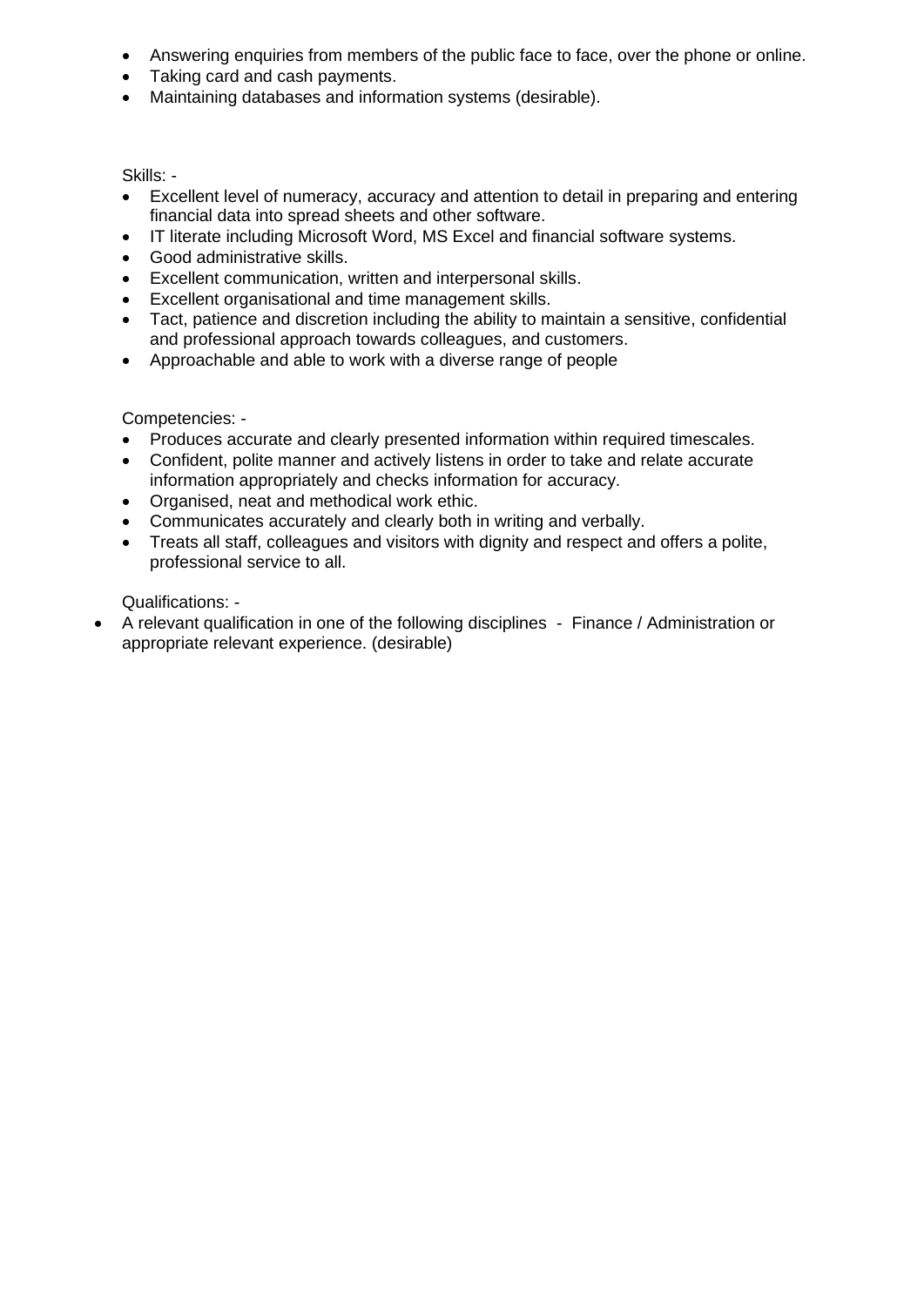- Answering enquiries from members of the public face to face, over the phone or online.
- Taking card and cash payments.
- Maintaining databases and information systems (desirable).

Skills: -

- Excellent level of numeracy, accuracy and attention to detail in preparing and entering financial data into spread sheets and other software.
- IT literate including Microsoft Word, MS Excel and financial software systems.
- Good administrative skills.
- Excellent communication, written and interpersonal skills.
- Excellent organisational and time management skills.
- Tact, patience and discretion including the ability to maintain a sensitive, confidential and professional approach towards colleagues, and customers.
- Approachable and able to work with a diverse range of people

Competencies: -

- Produces accurate and clearly presented information within required timescales.
- Confident, polite manner and actively listens in order to take and relate accurate information appropriately and checks information for accuracy.
- Organised, neat and methodical work ethic.
- Communicates accurately and clearly both in writing and verbally.
- Treats all staff, colleagues and visitors with dignity and respect and offers a polite, professional service to all.

Qualifications: -

- A relevant qualification in one of the following disciplines - Finance / Administration or appropriate relevant experience. (desirable)